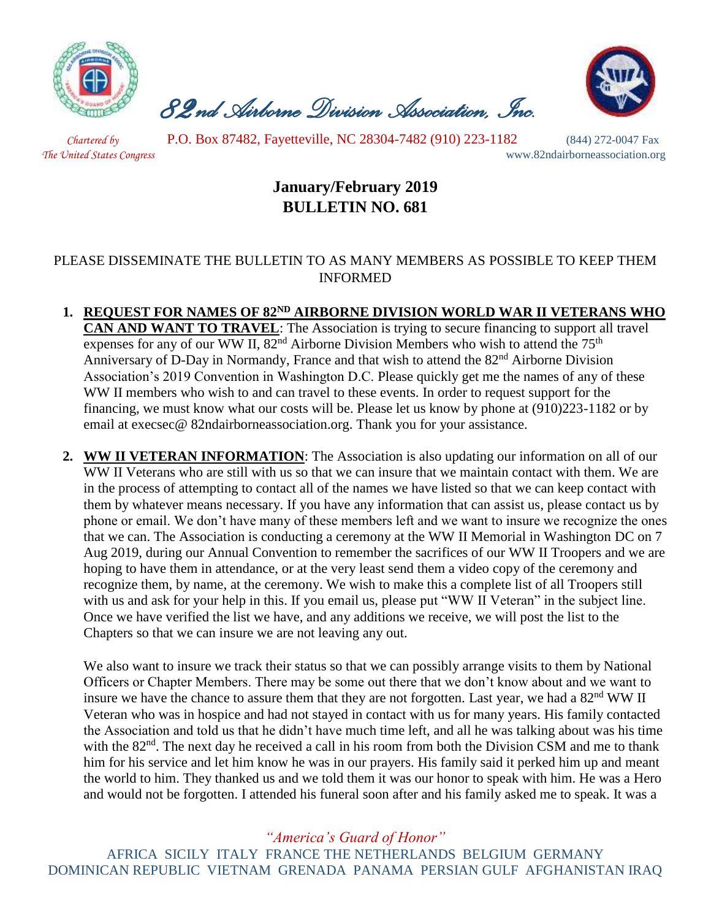# *82nd Airborne Division Association, Inc.*

*Chartered by The United States Congress* P.O. Box 87482, Fayetteville, NC 28304-7482 (910) 223-1182 (844) 272-0047 Fax
www.82ndairborneassociation.org

## January/February 2019
## BULLETIN NO. 681

PLEASE DISSEMINATE THE BULLETIN TO AS MANY MEMBERS AS POSSIBLE TO KEEP THEM INFORMED

1. **REQUEST FOR NAMES OF 82ND AIRBORNE DIVISION WORLD WAR II VETERANS WHO CAN AND WANT TO TRAVEL**: The Association is trying to secure financing to support all travel expenses for any of our WW II, 82nd Airborne Division Members who wish to attend the 75th Anniversary of D-Day in Normandy, France and that wish to attend the 82nd Airborne Division Association's 2019 Convention in Washington D.C. Please quickly get me the names of any of these WW II members who wish to and can travel to these events. In order to request support for the financing, we must know what our costs will be. Please let us know by phone at (910)223-1182 or by email at execsec@ 82ndairborneassociation.org. Thank you for your assistance.

2. **WW II VETERAN INFORMATION**: The Association is also updating our information on all of our WW II Veterans who are still with us so that we can insure that we maintain contact with them. We are in the process of attempting to contact all of the names we have listed so that we can keep contact with them by whatever means necessary. If you have any information that can assist us, please contact us by phone or email. We don't have many of these members left and we want to insure we recognize the ones that we can. The Association is conducting a ceremony at the WW II Memorial in Washington DC on 7 Aug 2019, during our Annual Convention to remember the sacrifices of our WW II Troopers and we are hoping to have them in attendance, or at the very least send them a video copy of the ceremony and recognize them, by name, at the ceremony. We wish to make this a complete list of all Troopers still with us and ask for your help in this. If you email us, please put "WW II Veteran" in the subject line. Once we have verified the list we have, and any additions we receive, we will post the list to the Chapters so that we can insure we are not leaving any out.

   We also want to insure we track their status so that we can possibly arrange visits to them by National Officers or Chapter Members. There may be some out there that we don't know about and we want to insure we have the chance to assure them that they are not forgotten. Last year, we had a 82nd WW II Veteran who was in hospice and had not stayed in contact with us for many years. His family contacted the Association and told us that he didn't have much time left, and all he was talking about was his time with the 82nd. The next day he received a call in his room from both the Division CSM and me to thank him for his service and let him know he was in our prayers. His family said it perked him up and meant the world to him. They thanked us and we told them it was our honor to speak with him. He was a Hero and would not be forgotten. I attended his funeral soon after and his family asked me to speak. It was a

*"America's Guard of Honor"*
AFRICA SICILY ITALY FRANCE THE NETHERLANDS BELGIUM GERMANY DOMINICAN REPUBLIC VIETNAM GRENADA PANAMA PERSIAN GULF AFGHANISTAN IRAQ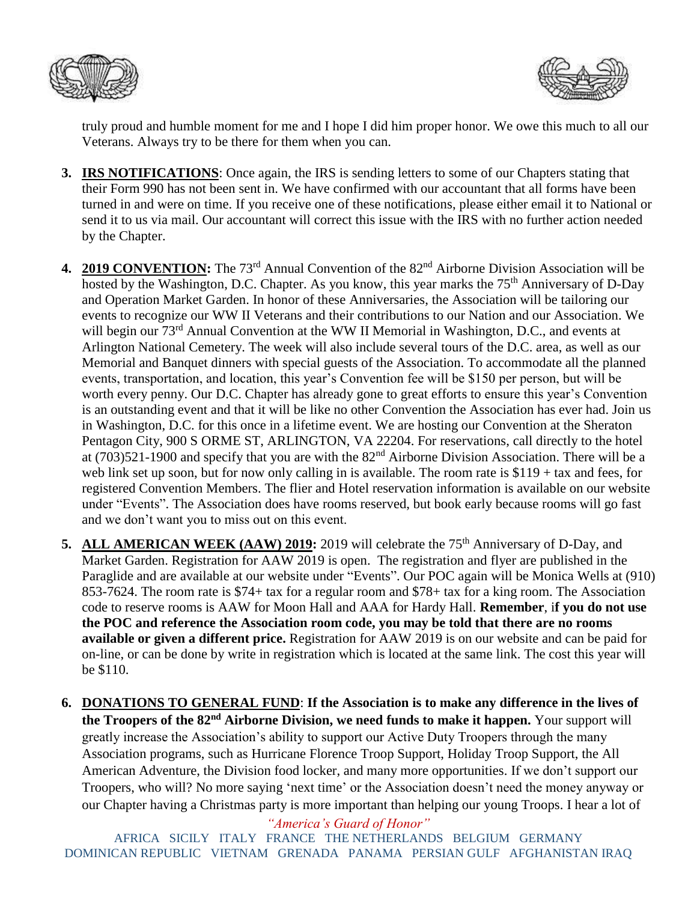truly proud and humble moment for me and I hope I did him proper honor. We owe this much to all our Veterans. Always try to be there for them when you can.

3. **IRS NOTIFICATIONS**: Once again, the IRS is sending letters to some of our Chapters stating that their Form 990 has not been sent in. We have confirmed with our accountant that all forms have been turned in and were on time. If you receive one of these notifications, please either email it to National or send it to us via mail. Our accountant will correct this issue with the IRS with no further action needed by the Chapter.

4. **2019 CONVENTION:** The 73rd Annual Convention of the 82nd Airborne Division Association will be hosted by the Washington, D.C. Chapter. As you know, this year marks the 75th Anniversary of D-Day and Operation Market Garden. In honor of these Anniversaries, the Association will be tailoring our events to recognize our WW II Veterans and their contributions to our Nation and our Association. We will begin our 73rd Annual Convention at the WW II Memorial in Washington, D.C., and events at Arlington National Cemetery. The week will also include several tours of the D.C. area, as well as our Memorial and Banquet dinners with special guests of the Association. To accommodate all the planned events, transportation, and location, this year's Convention fee will be $150 per person, but will be worth every penny. Our D.C. Chapter has already gone to great efforts to ensure this year's Convention is an outstanding event and that it will be like no other Convention the Association has ever had. Join us in Washington, D.C. for this once in a lifetime event. We are hosting our Convention at the Sheraton Pentagon City, 900 S ORME ST, ARLINGTON, VA 22204. For reservations, call directly to the hotel at (703)521-1900 and specify that you are with the 82nd Airborne Division Association. There will be a web link set up soon, but for now only calling in is available. The room rate is $119 + tax and fees, for registered Convention Members. The flier and Hotel reservation information is available on our website under "Events". The Association does have rooms reserved, but book early because rooms will go fast and we don't want you to miss out on this event.

5. **ALL AMERICAN WEEK (AAW) 2019:** 2019 will celebrate the 75th Anniversary of D-Day, and Market Garden. Registration for AAW 2019 is open. The registration and flyer are published in the Paraglide and are available at our website under "Events". Our POC again will be Monica Wells at (910) 853-7624. The room rate is $74+ tax for a regular room and $78+ tax for a king room. The Association code to reserve rooms is AAW for Moon Hall and AAA for Hardy Hall. **Remember**, i**f you do not use the POC and reference the Association room code, you may be told that there are no rooms available or given a different price.** Registration for AAW 2019 is on our website and can be paid for on-line, or can be done by write in registration which is located at the same link. The cost this year will be $110.

6. **DONATIONS TO GENERAL FUND**: **If the Association is to make any difference in the lives of the Troopers of the 82nd Airborne Division, we need funds to make it happen.** Your support will greatly increase the Association's ability to support our Active Duty Troopers through the many Association programs, such as Hurricane Florence Troop Support, Holiday Troop Support, the All American Adventure, the Division food locker, and many more opportunities. If we don't support our Troopers, who will? No more saying 'next time' or the Association doesn't need the money anyway or our Chapter having a Christmas party is more important than helping our young Troops. I hear a lot of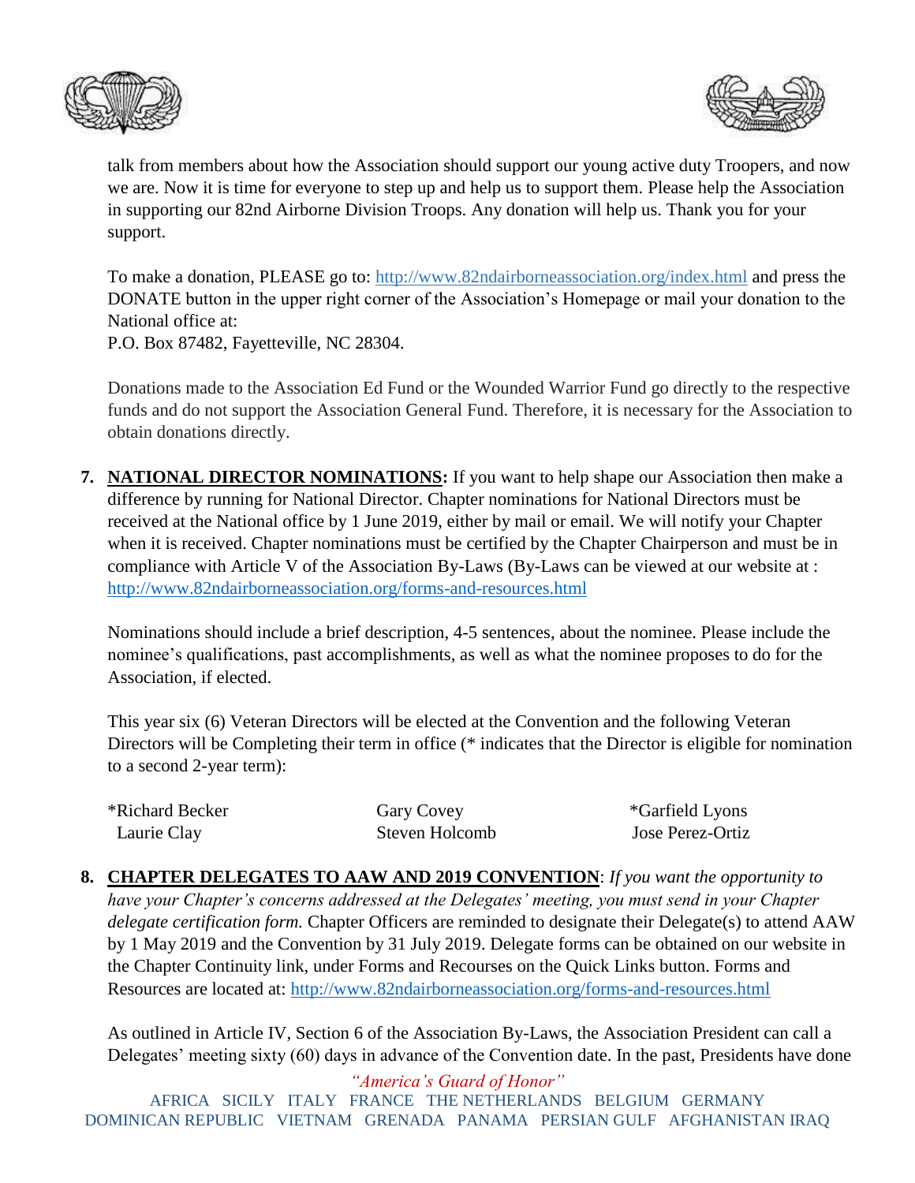talk from members about how the Association should support our young active duty Troopers, and now we are. Now it is time for everyone to step up and help us to support them. Please help the Association in supporting our 82nd Airborne Division Troops. Any donation will help us. Thank you for your support.

To make a donation, PLEASE go to: http://www.82ndairborneassociation.org/index.html and press the DONATE button in the upper right corner of the Association's Homepage or mail your donation to the National office at:
P.O. Box 87482, Fayetteville, NC 28304.

Donations made to the Association Ed Fund or the Wounded Warrior Fund go directly to the respective funds and do not support the Association General Fund. Therefore, it is necessary for the Association to obtain donations directly.

7. **<u>NATIONAL DIRECTOR NOMINATIONS</u>:** If you want to help shape our Association then make a difference by running for National Director. Chapter nominations for National Directors must be received at the National office by 1 June 2019, either by mail or email. We will notify your Chapter when it is received. Chapter nominations must be certified by the Chapter Chairperson and must be in compliance with Article V of the Association By-Laws (By-Laws can be viewed at our website at : http://www.82ndairborneassociation.org/forms-and-resources.html

   Nominations should include a brief description, 4-5 sentences, about the nominee. Please include the nominee's qualifications, past accomplishments, as well as what the nominee proposes to do for the Association, if elected.

   This year six (6) Veteran Directors will be elected at the Convention and the following Veteran Directors will be Completing their term in office (* indicates that the Director is eligible for nomination to a second 2-year term):

   | | | |
   |---|---|---|
   | *Richard Becker | Gary Covey | *Garfield Lyons |
   | Laurie Clay | Steven Holcomb | Jose Perez-Ortiz |

8. **<u>CHAPTER DELEGATES TO AAW AND 2019 CONVENTION</u>**: *If you want the opportunity to have your Chapter's concerns addressed at the Delegates' meeting, you must send in your Chapter delegate certification form.* Chapter Officers are reminded to designate their Delegate(s) to attend AAW by 1 May 2019 and the Convention by 31 July 2019. Delegate forms can be obtained on our website in the Chapter Continuity link, under Forms and Recourses on the Quick Links button. Forms and Resources are located at: http://www.82ndairborneassociation.org/forms-and-resources.html

   As outlined in Article IV, Section 6 of the Association By-Laws, the Association President can call a Delegates' meeting sixty (60) days in advance of the Convention date. In the past, Presidents have done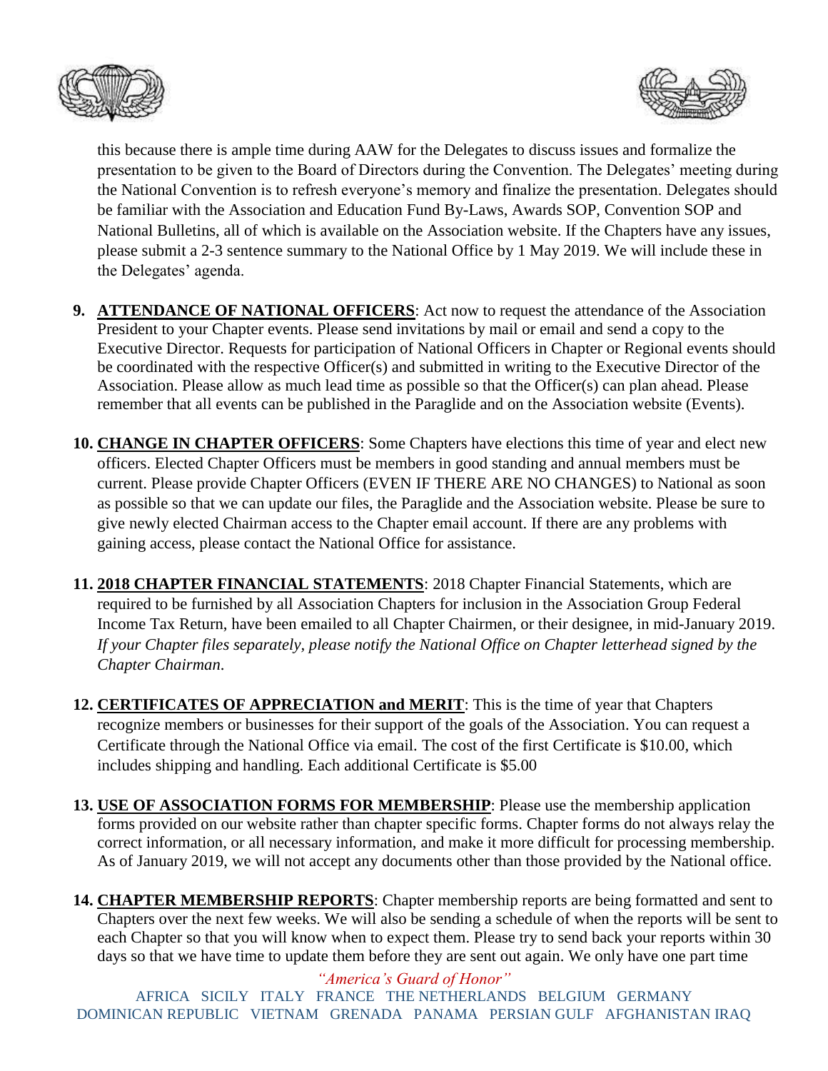this because there is ample time during AAW for the Delegates to discuss issues and formalize the presentation to be given to the Board of Directors during the Convention. The Delegates' meeting during the National Convention is to refresh everyone's memory and finalize the presentation. Delegates should be familiar with the Association and Education Fund By-Laws, Awards SOP, Convention SOP and National Bulletins, all of which is available on the Association website. If the Chapters have any issues, please submit a 2-3 sentence summary to the National Office by 1 May 2019. We will include these in the Delegates' agenda.

9. **ATTENDANCE OF NATIONAL OFFICERS**: Act now to request the attendance of the Association President to your Chapter events. Please send invitations by mail or email and send a copy to the Executive Director. Requests for participation of National Officers in Chapter or Regional events should be coordinated with the respective Officer(s) and submitted in writing to the Executive Director of the Association. Please allow as much lead time as possible so that the Officer(s) can plan ahead. Please remember that all events can be published in the Paraglide and on the Association website (Events).

10. **CHANGE IN CHAPTER OFFICERS**: Some Chapters have elections this time of year and elect new officers. Elected Chapter Officers must be members in good standing and annual members must be current. Please provide Chapter Officers (EVEN IF THERE ARE NO CHANGES) to National as soon as possible so that we can update our files, the Paraglide and the Association website. Please be sure to give newly elected Chairman access to the Chapter email account. If there are any problems with gaining access, please contact the National Office for assistance.

11. **2018 CHAPTER FINANCIAL STATEMENTS**: 2018 Chapter Financial Statements, which are required to be furnished by all Association Chapters for inclusion in the Association Group Federal Income Tax Return, have been emailed to all Chapter Chairmen, or their designee, in mid-January 2019. *If your Chapter files separately, please notify the National Office on Chapter letterhead signed by the Chapter Chairman.*

12. **CERTIFICATES OF APPRECIATION and MERIT**: This is the time of year that Chapters recognize members or businesses for their support of the goals of the Association. You can request a Certificate through the National Office via email. The cost of the first Certificate is $10.00, which includes shipping and handling. Each additional Certificate is $5.00

13. **USE OF ASSOCIATION FORMS FOR MEMBERSHIP**: Please use the membership application forms provided on our website rather than chapter specific forms. Chapter forms do not always relay the correct information, or all necessary information, and make it more difficult for processing membership. As of January 2019, we will not accept any documents other than those provided by the National office.

14. **CHAPTER MEMBERSHIP REPORTS**: Chapter membership reports are being formatted and sent to Chapters over the next few weeks. We will also be sending a schedule of when the reports will be sent to each Chapter so that you will know when to expect them. Please try to send back your reports within 30 days so that we have time to update them before they are sent out again. We only have one part time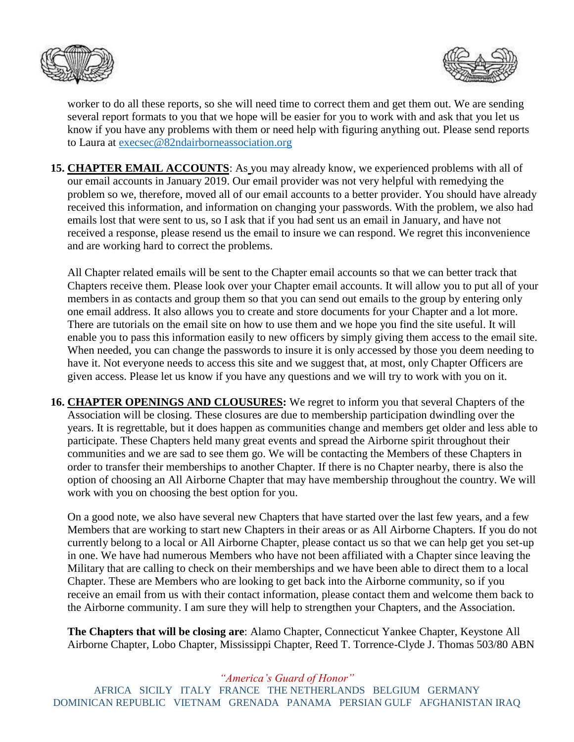worker to do all these reports, so she will need time to correct them and get them out. We are sending several report formats to you that we hope will be easier for you to work with and ask that you let us know if you have any problems with them or need help with figuring anything out. Please send reports to Laura at execsec@82ndairborneassociation.org

15. **CHAPTER EMAIL ACCOUNTS**: As you may already know, we experienced problems with all of our email accounts in January 2019. Our email provider was not very helpful with remedying the problem so we, therefore, moved all of our email accounts to a better provider. You should have already received this information, and information on changing your passwords. With the problem, we also had emails lost that were sent to us, so I ask that if you had sent us an email in January, and have not received a response, please resend us the email to insure we can respond. We regret this inconvenience and are working hard to correct the problems.

    All Chapter related emails will be sent to the Chapter email accounts so that we can better track that Chapters receive them. Please look over your Chapter email accounts. It will allow you to put all of your members in as contacts and group them so that you can send out emails to the group by entering only one email address. It also allows you to create and store documents for your Chapter and a lot more. There are tutorials on the email site on how to use them and we hope you find the site useful. It will enable you to pass this information easily to new officers by simply giving them access to the email site. When needed, you can change the passwords to insure it is only accessed by those you deem needing to have it. Not everyone needs to access this site and we suggest that, at most, only Chapter Officers are given access. Please let us know if you have any questions and we will try to work with you on it.

16. **CHAPTER OPENINGS AND CLOUSURES:** We regret to inform you that several Chapters of the Association will be closing. These closures are due to membership participation dwindling over the years. It is regrettable, but it does happen as communities change and members get older and less able to participate. These Chapters held many great events and spread the Airborne spirit throughout their communities and we are sad to see them go. We will be contacting the Members of these Chapters in order to transfer their memberships to another Chapter. If there is no Chapter nearby, there is also the option of choosing an All Airborne Chapter that may have membership throughout the country. We will work with you on choosing the best option for you.

    On a good note, we also have several new Chapters that have started over the last few years, and a few Members that are working to start new Chapters in their areas or as All Airborne Chapters. If you do not currently belong to a local or All Airborne Chapter, please contact us so that we can help get you set-up in one. We have had numerous Members who have not been affiliated with a Chapter since leaving the Military that are calling to check on their memberships and we have been able to direct them to a local Chapter. These are Members who are looking to get back into the Airborne community, so if you receive an email from us with their contact information, please contact them and welcome them back to the Airborne community. I am sure they will help to strengthen your Chapters, and the Association.

    **The Chapters that will be closing are**: Alamo Chapter, Connecticut Yankee Chapter, Keystone All Airborne Chapter, Lobo Chapter, Mississippi Chapter, Reed T. Torrence-Clyde J. Thomas 503/80 ABN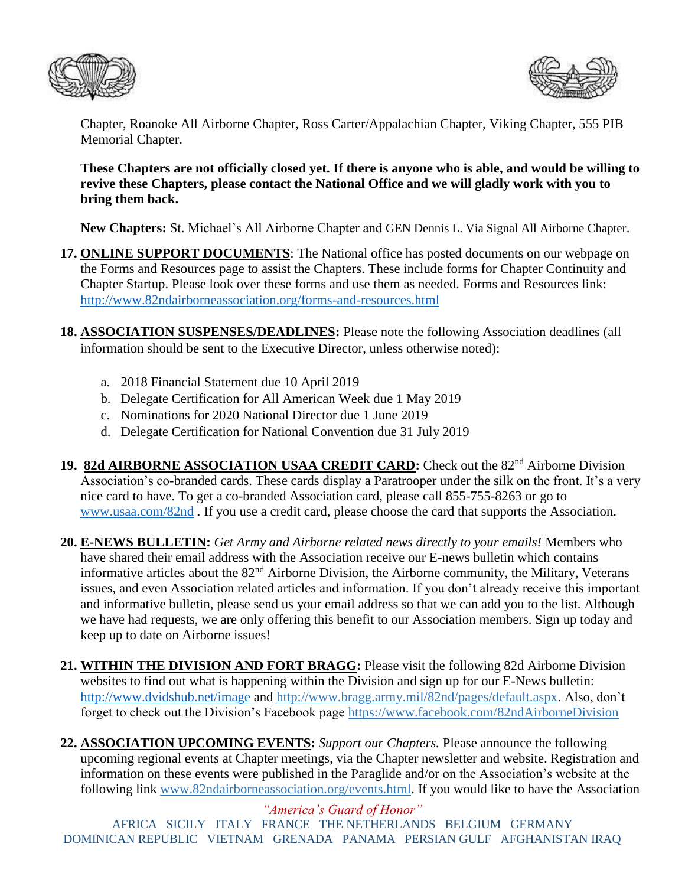Chapter, Roanoke All Airborne Chapter, Ross Carter/Appalachian Chapter, Viking Chapter, 555 PIB Memorial Chapter.

**These Chapters are not officially closed yet. If there is anyone who is able, and would be willing to revive these Chapters, please contact the National Office and we will gladly work with you to bring them back.**

**New Chapters:** St. Michael's All Airborne Chapter and GEN Dennis L. Via Signal All Airborne Chapter.

17. **ONLINE SUPPORT DOCUMENTS**: The National office has posted documents on our webpage on the Forms and Resources page to assist the Chapters. These include forms for Chapter Continuity and Chapter Startup. Please look over these forms and use them as needed. Forms and Resources link: http://www.82ndairborneassociation.org/forms-and-resources.html

18. **ASSOCIATION SUSPENSES/DEADLINES:** Please note the following Association deadlines (all information should be sent to the Executive Director, unless otherwise noted):

    a. 2018 Financial Statement due 10 April 2019
    b. Delegate Certification for All American Week due 1 May 2019
    c. Nominations for 2020 National Director due 1 June 2019
    d. Delegate Certification for National Convention due 31 July 2019

19. **82d AIRBORNE ASSOCIATION USAA CREDIT CARD:** Check out the 82nd Airborne Division Association's co-branded cards. These cards display a Paratrooper under the silk on the front. It's a very nice card to have. To get a co-branded Association card, please call 855-755-8263 or go to www.usaa.com/82nd . If you use a credit card, please choose the card that supports the Association.

20. **E-NEWS BULLETIN:** *Get Army and Airborne related news directly to your emails!* Members who have shared their email address with the Association receive our E-news bulletin which contains informative articles about the 82nd Airborne Division, the Airborne community, the Military, Veterans issues, and even Association related articles and information. If you don't already receive this important and informative bulletin, please send us your email address so that we can add you to the list. Although we have had requests, we are only offering this benefit to our Association members. Sign up today and keep up to date on Airborne issues!

21. **WITHIN THE DIVISION AND FORT BRAGG:** Please visit the following 82d Airborne Division websites to find out what is happening within the Division and sign up for our E-News bulletin: http://www.dvidshub.net/image and http://www.bragg.army.mil/82nd/pages/default.aspx. Also, don't forget to check out the Division's Facebook page https://www.facebook.com/82ndAirborneDivision

22. **ASSOCIATION UPCOMING EVENTS:** *Support our Chapters.* Please announce the following upcoming regional events at Chapter meetings, via the Chapter newsletter and website. Registration and information on these events were published in the Paraglide and/or on the Association's website at the following link www.82ndairborneassociation.org/events.html. If you would like to have the Association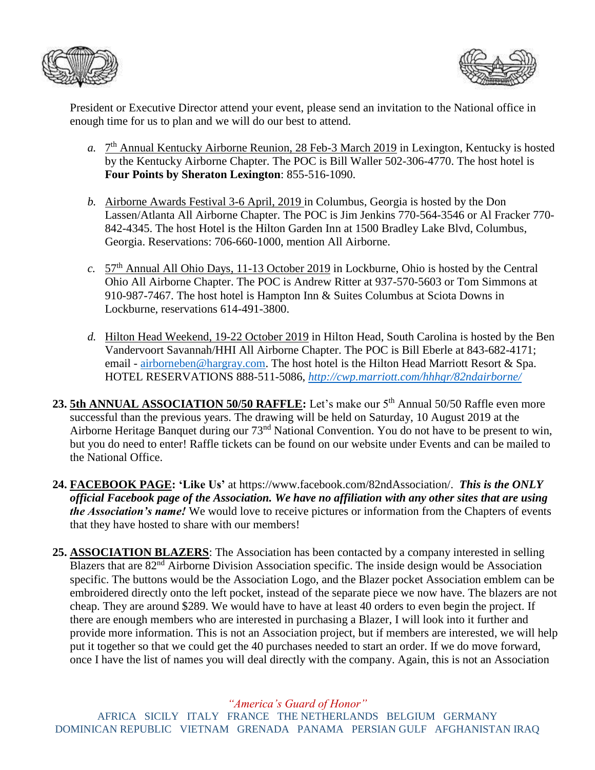President or Executive Director attend your event, please send an invitation to the National office in enough time for us to plan and we will do our best to attend.

*a.* 7th Annual Kentucky Airborne Reunion, 28 Feb-3 March 2019 in Lexington, Kentucky is hosted by the Kentucky Airborne Chapter. The POC is Bill Waller 502-306-4770. The host hotel is **Four Points by Sheraton Lexington**: 855-516-1090.

*b.* Airborne Awards Festival 3-6 April, 2019 in Columbus, Georgia is hosted by the Don Lassen/Atlanta All Airborne Chapter. The POC is Jim Jenkins 770-564-3546 or Al Fracker 770-842-4345. The host Hotel is the Hilton Garden Inn at 1500 Bradley Lake Blvd, Columbus, Georgia. Reservations: 706-660-1000, mention All Airborne.

*c.* 57th Annual All Ohio Days, 11-13 October 2019 in Lockburne, Ohio is hosted by the Central Ohio All Airborne Chapter. The POC is Andrew Ritter at 937-570-5603 or Tom Simmons at 910-987-7467. The host hotel is Hampton Inn & Suites Columbus at Sciota Downs in Lockburne, reservations 614-491-3800.

*d.* Hilton Head Weekend, 19-22 October 2019 in Hilton Head, South Carolina is hosted by the Ben Vandervoort Savannah/HHI All Airborne Chapter. The POC is Bill Eberle at 843-682-4171; email - airborneben@hargray.com. The host hotel is the Hilton Head Marriott Resort & Spa. HOTEL RESERVATIONS 888-511-5086, *http://cwp.marriott.com/hhhgr/82ndairborne/*

**23. 5th ANNUAL ASSOCIATION 50/50 RAFFLE:** Let's make our 5th Annual 50/50 Raffle even more successful than the previous years. The drawing will be held on Saturday, 10 August 2019 at the Airborne Heritage Banquet during our 73rd National Convention. You do not have to be present to win, but you do need to enter! Raffle tickets can be found on our website under Events and can be mailed to the National Office.

**24. FACEBOOK PAGE: 'Like Us'** at https://www.facebook.com/82ndAssociation/. ***This is the ONLY official Facebook page of the Association. We have no affiliation with any other sites that are using the Association's name!*** We would love to receive pictures or information from the Chapters of events that they have hosted to share with our members!

**25. ASSOCIATION BLAZERS**: The Association has been contacted by a company interested in selling Blazers that are 82nd Airborne Division Association specific. The inside design would be Association specific. The buttons would be the Association Logo, and the Blazer pocket Association emblem can be embroidered directly onto the left pocket, instead of the separate piece we now have. The blazers are not cheap. They are around $289. We would have to have at least 40 orders to even begin the project. If there are enough members who are interested in purchasing a Blazer, I will look into it further and provide more information. This is not an Association project, but if members are interested, we will help put it together so that we could get the 40 purchases needed to start an order. If we do move forward, once I have the list of names you will deal directly with the company. Again, this is not an Association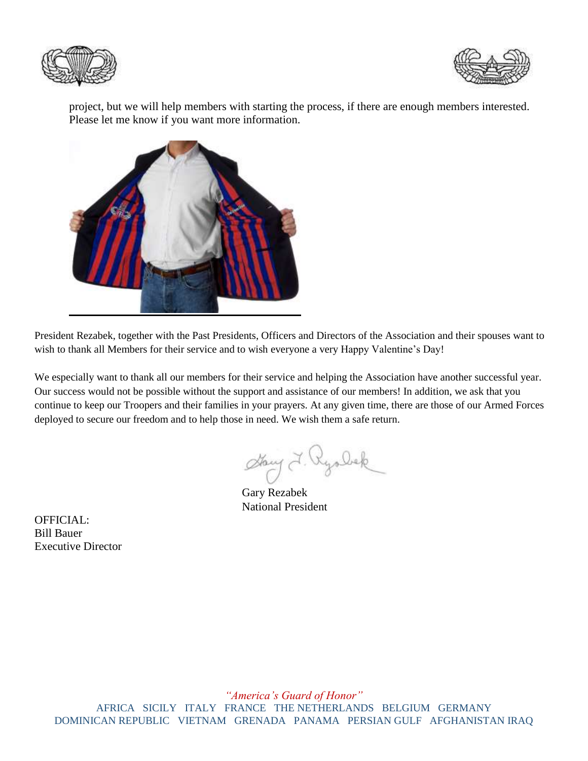project, but we will help members with starting the process, if there are enough members interested. Please let me know if you want more information.

President Rezabek, together with the Past Presidents, Officers and Directors of the Association and their spouses want to wish to thank all Members for their service and to wish everyone a very Happy Valentine's Day!

We especially want to thank all our members for their service and helping the Association have another successful year. Our success would not be possible without the support and assistance of our members! In addition, we ask that you continue to keep our Troopers and their families in your prayers. At any given time, there are those of our Armed Forces deployed to secure our freedom and to help those in need. We wish them a safe return.

Gary Rezabek
National President

OFFICIAL:
Bill Bauer
Executive Director

*"America's Guard of Honor"*
AFRICA SICILY ITALY FRANCE THE NETHERLANDS BELGIUM GERMANY
DOMINICAN REPUBLIC VIETNAM GRENADA PANAMA PERSIAN GULF AFGHANISTAN IRAQ